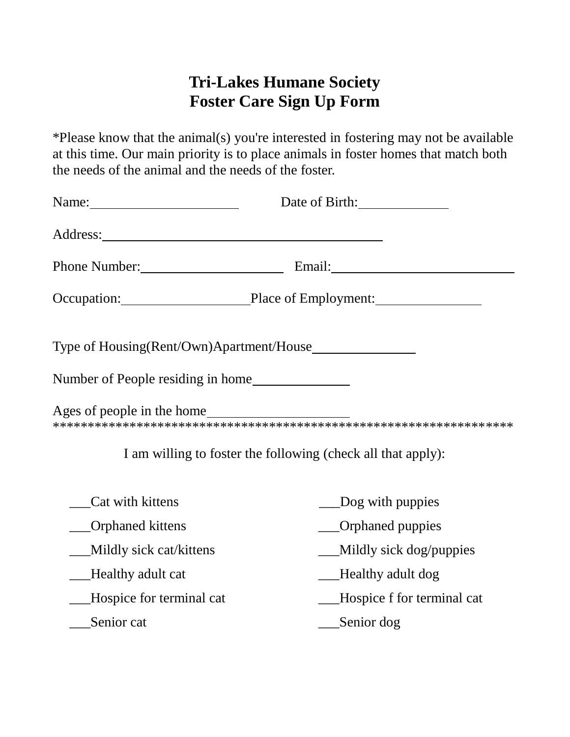# Tri-Lakes Humane Society
# Foster Care Sign Up Form

*Please know that the animal(s) you're interested in fostering may not be available at this time. Our main priority is to place animals in foster homes that match both the needs of the animal and the needs of the foster.

Name:______________________ Date of Birth:_____________

Address:__________________________________________

Phone Number:____________________ Email:__________________________

Occupation:__________________ Place of Employment:_______________

Type of Housing(Rent/Own)Apartment/House_______________

Number of People residing in home______________

Ages of people in the home____________________

******************************************************************

I am willing to foster the following (check all that apply):

| | |
|---|---|
| ___Cat with kittens | ___Dog with puppies |
| ___Orphaned kittens | ___Orphaned puppies |
| ___Mildly sick cat/kittens | ___Mildly sick dog/puppies |
| ___Healthy adult cat | ___Healthy adult dog |
| ___Hospice for terminal cat | ___Hospice f for terminal cat |
| ___Senior cat | ___Senior dog |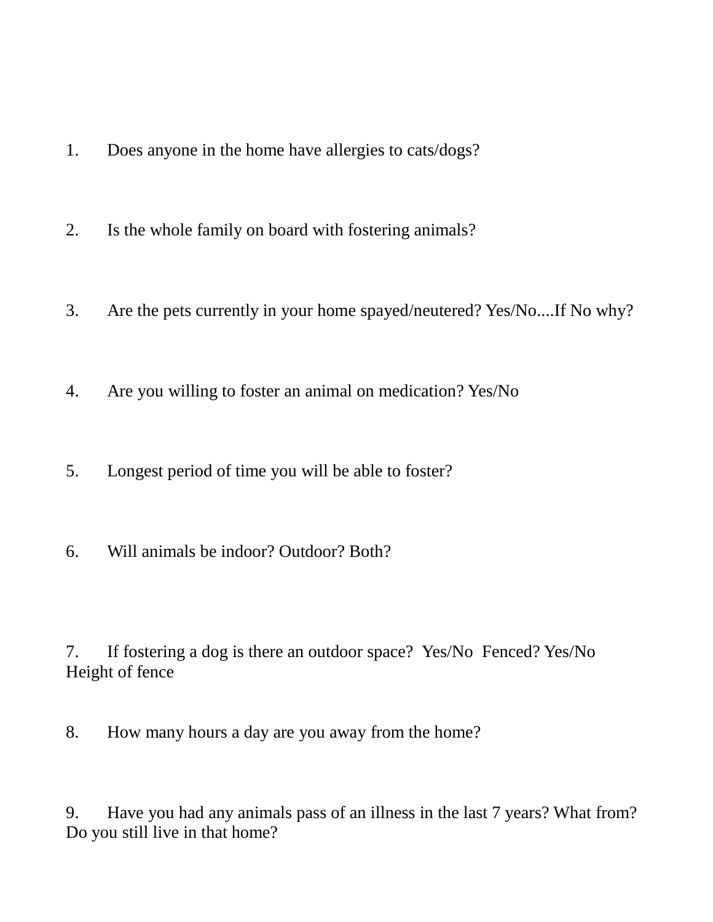1. Does anyone in the home have allergies to cats/dogs?

2. Is the whole family on board with fostering animals?

3. Are the pets currently in your home spayed/neutered? Yes/No....If No why?

4. Are you willing to foster an animal on medication? Yes/No

5. Longest period of time you will be able to foster?

6. Will animals be indoor? Outdoor? Both?

7. If fostering a dog is there an outdoor space? Yes/No Fenced? Yes/No Height of fence

8. How many hours a day are you away from the home?

9. Have you had any animals pass of an illness in the last 7 years? What from? Do you still live in that home?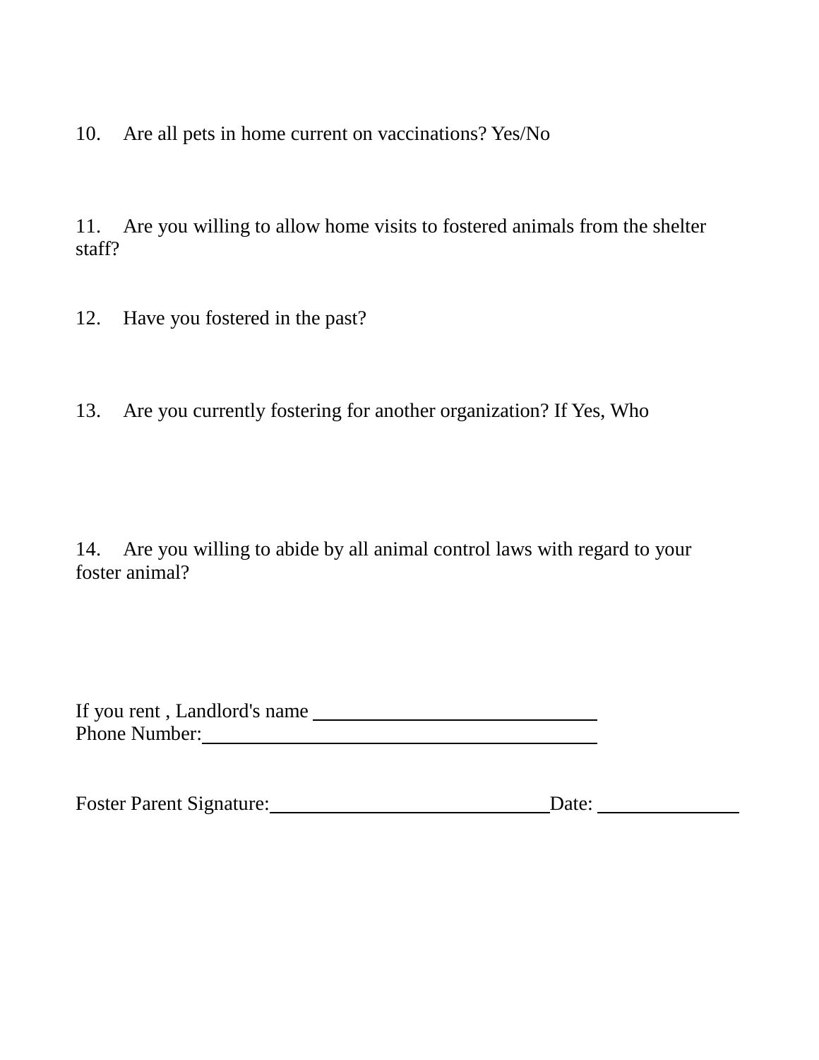10. Are all pets in home current on vaccinations? Yes/No

11. Are you willing to allow home visits to fostered animals from the shelter staff?

12. Have you fostered in the past?

13. Are you currently fostering for another organization? If Yes, Who

14. Are you willing to abide by all animal control laws with regard to your foster animal?

If you rent , Landlord's name ______________________________
Phone Number:__________________________________________

Foster Parent Signature:_____________________________Date: _______________